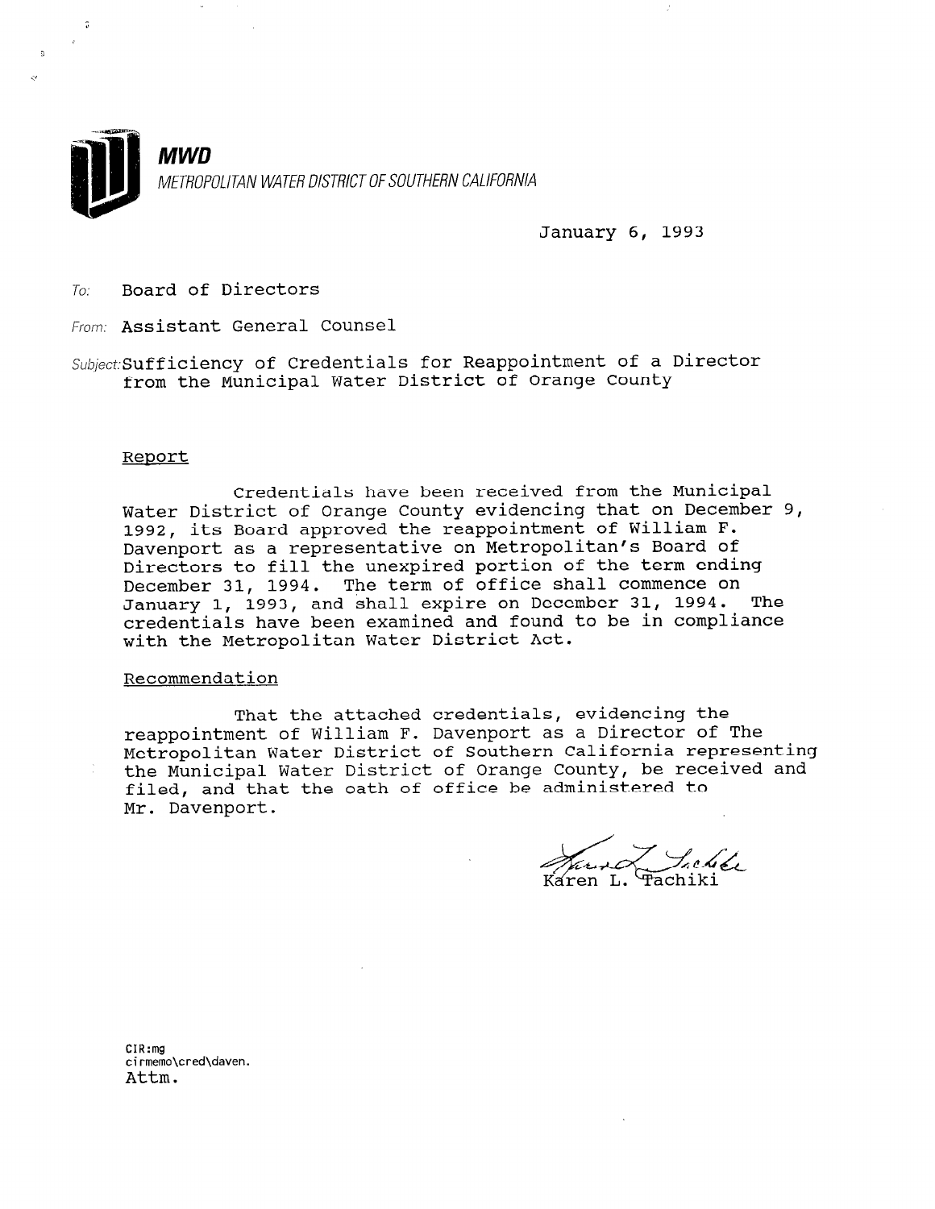**MWD**

*METROPOLITAN WATER DISTRICT OF SOUTHERN CALIFORNIA*

January 6, 1993

To: Board of Directors

From: Assistant General Counsel

Subject: Sufficiency of Credentials for Reappointment of a Director from the Municipal Water District of Orange County

Report

Credentials have been received from the Municipal Water District of Orange County evidencing that on December 9, 1992, its Board approved the reappointment of William F. Davenport as a representative on Metropolitan's Board of Directors to fill the unexpired portion of the term ending December 31, 1994. The term of office shall commence on January 1, 1993, and shall expire on December 31, 1994. The credentials have been examined and found to be in compliance with the Metropolitan Water District Act.

Recommendation

That the attached credentials, evidencing the reappointment of William F. Davenport as a Director of The Metropolitan Water District of Southern California representing the Municipal Water District of Orange County, be received and filed, and that the oath of office be administered to Mr. Davenport.

Karen L. Tachiki

CIR:mg
cirmemo\cred\daven.
Attm.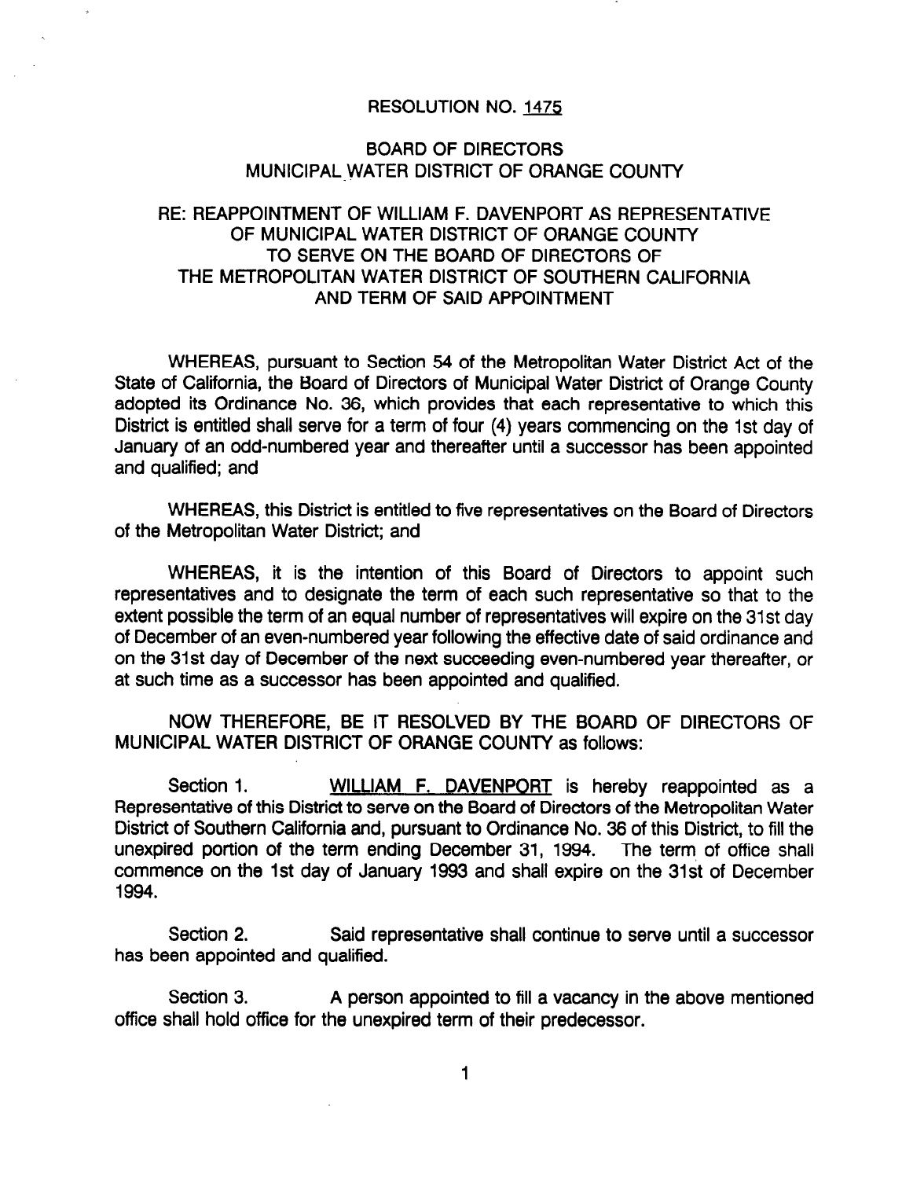RESOLUTION NO. 1475

BOARD OF DIRECTORS
MUNICIPAL WATER DISTRICT OF ORANGE COUNTY

RE: REAPPOINTMENT OF WILLIAM F. DAVENPORT AS REPRESENTATIVE OF MUNICIPAL WATER DISTRICT OF ORANGE COUNTY TO SERVE ON THE BOARD OF DIRECTORS OF THE METROPOLITAN WATER DISTRICT OF SOUTHERN CALIFORNIA AND TERM OF SAID APPOINTMENT

WHEREAS, pursuant to Section 54 of the Metropolitan Water District Act of the State of California, the Board of Directors of Municipal Water District of Orange County adopted its Ordinance No. 36, which provides that each representative to which this District is entitled shall serve for a term of four (4) years commencing on the 1st day of January of an odd-numbered year and thereafter until a successor has been appointed and qualified; and

WHEREAS, this District is entitled to five representatives on the Board of Directors of the Metropolitan Water District; and

WHEREAS, it is the intention of this Board of Directors to appoint such representatives and to designate the term of each such representative so that to the extent possible the term of an equal number of representatives will expire on the 31st day of December of an even-numbered year following the effective date of said ordinance and on the 31st day of December of the next succeeding even-numbered year thereafter, or at such time as a successor has been appointed and qualified.

NOW THEREFORE, BE IT RESOLVED BY THE BOARD OF DIRECTORS OF MUNICIPAL WATER DISTRICT OF ORANGE COUNTY as follows:

Section 1. WILLIAM F. DAVENPORT is hereby reappointed as a Representative of this District to serve on the Board of Directors of the Metropolitan Water District of Southern California and, pursuant to Ordinance No. 36 of this District, to fill the unexpired portion of the term ending December 31, 1994. The term of office shall commence on the 1st day of January 1993 and shall expire on the 31st of December 1994.

Section 2. Said representative shall continue to serve until a successor has been appointed and qualified.

Section 3. A person appointed to fill a vacancy in the above mentioned office shall hold office for the unexpired term of their predecessor.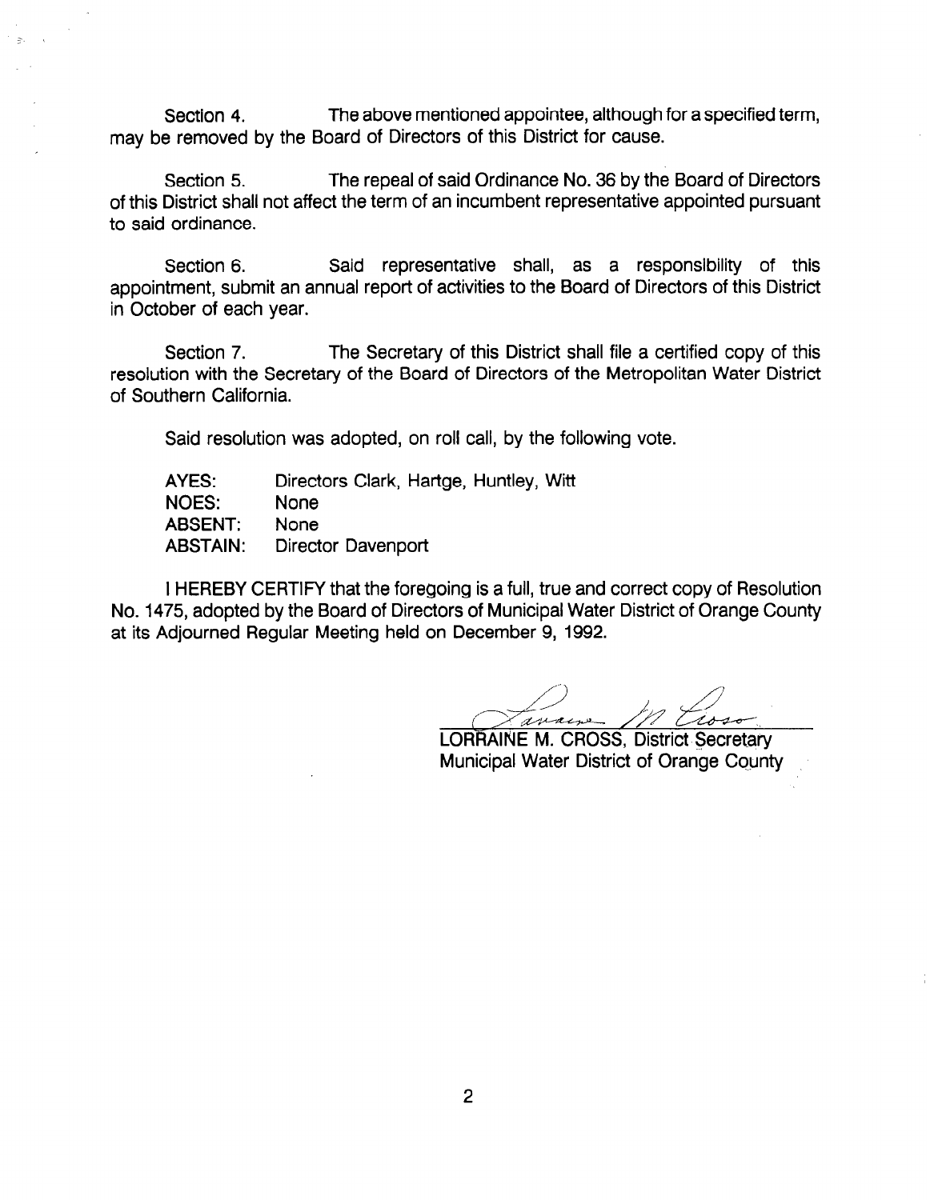Section 4. The above mentioned appointee, although for a specified term, may be removed by the Board of Directors of this District for cause.

Section 5. The repeal of said Ordinance No. 36 by the Board of Directors of this District shall not affect the term of an incumbent representative appointed pursuant to said ordinance.

Section 6. Said representative shall, as a responsibility of this appointment, submit an annual report of activities to the Board of Directors of this District in October of each year.

Section 7. The Secretary of this District shall file a certified copy of this resolution with the Secretary of the Board of Directors of the Metropolitan Water District of Southern California.

Said resolution was adopted, on roll call, by the following vote.

| | |
|---|---|
| AYES: | Directors Clark, Hartge, Huntley, Witt |
| NOES: | None |
| ABSENT: | None |
| ABSTAIN: | Director Davenport |

I HEREBY CERTIFY that the foregoing is a full, true and correct copy of Resolution No. 1475, adopted by the Board of Directors of Municipal Water District of Orange County at its Adjourned Regular Meeting held on December 9, 1992.

LORRAINE M. CROSS, District Secretary
Municipal Water District of Orange County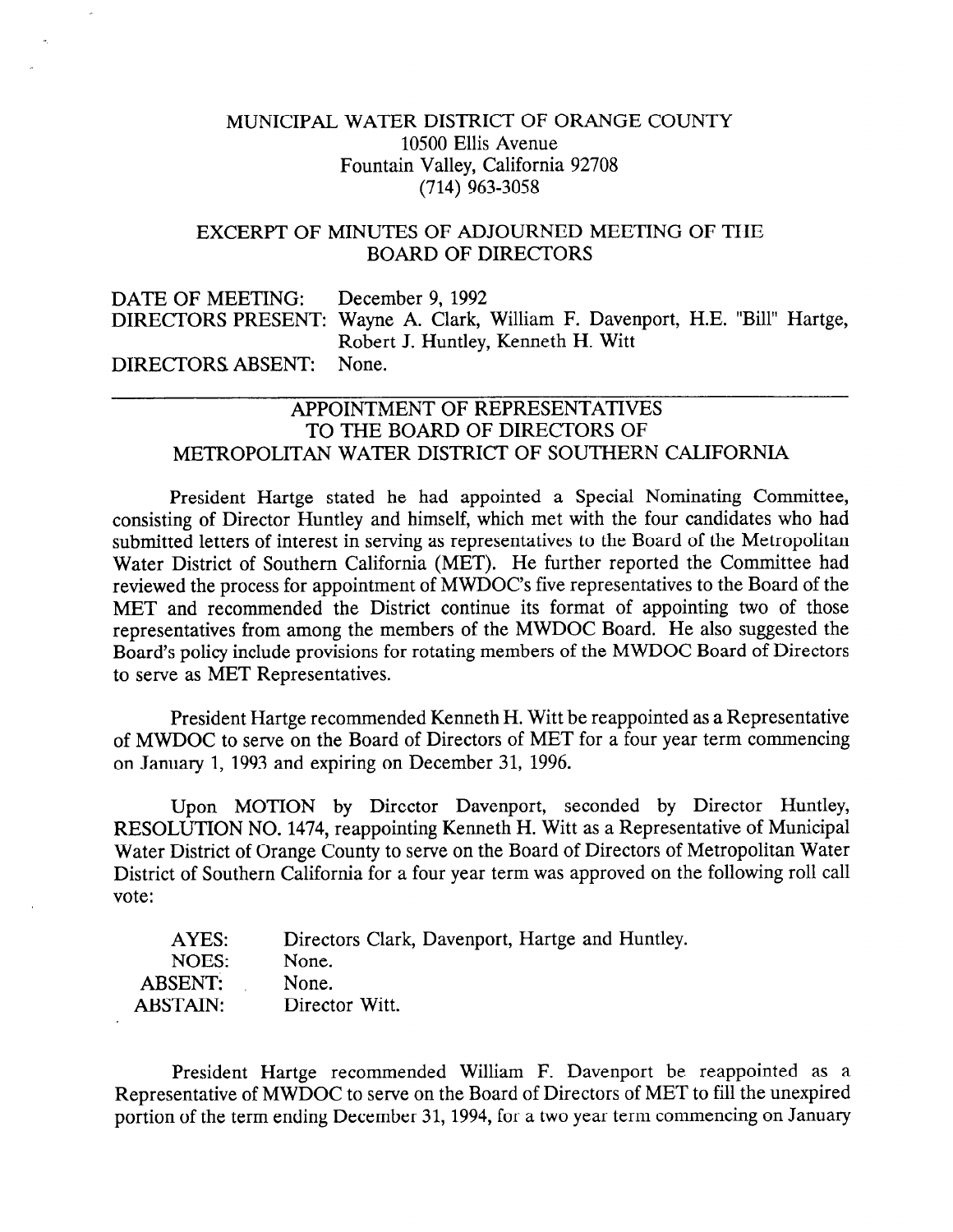MUNICIPAL WATER DISTRICT OF ORANGE COUNTY
10500 Ellis Avenue
Fountain Valley, California 92708
(714) 963-3058

EXCERPT OF MINUTES OF ADJOURNED MEETING OF THE BOARD OF DIRECTORS

DATE OF MEETING: December 9, 1992
DIRECTORS PRESENT: Wayne A. Clark, William F. Davenport, H.E. "Bill" Hartge, Robert J. Huntley, Kenneth H. Witt
DIRECTORS ABSENT: None.

---

## APPOINTMENT OF REPRESENTATIVES TO THE BOARD OF DIRECTORS OF METROPOLITAN WATER DISTRICT OF SOUTHERN CALIFORNIA

President Hartge stated he had appointed a Special Nominating Committee, consisting of Director Huntley and himself, which met with the four candidates who had submitted letters of interest in serving as representatives to the Board of the Metropolitan Water District of Southern California (MET). He further reported the Committee had reviewed the process for appointment of MWDOC's five representatives to the Board of the MET and recommended the District continue its format of appointing two of those representatives from among the members of the MWDOC Board. He also suggested the Board's policy include provisions for rotating members of the MWDOC Board of Directors to serve as MET Representatives.

President Hartge recommended Kenneth H. Witt be reappointed as a Representative of MWDOC to serve on the Board of Directors of MET for a four year term commencing on January 1, 1993 and expiring on December 31, 1996.

Upon MOTION by Director Davenport, seconded by Director Huntley, RESOLUTION NO. 1474, reappointing Kenneth H. Witt as a Representative of Municipal Water District of Orange County to serve on the Board of Directors of Metropolitan Water District of Southern California for a four year term was approved on the following roll call vote:

AYES: Directors Clark, Davenport, Hartge and Huntley.
NOES: None.
ABSENT: None.
ABSTAIN: Director Witt.

President Hartge recommended William F. Davenport be reappointed as a Representative of MWDOC to serve on the Board of Directors of MET to fill the unexpired portion of the term ending December 31, 1994, for a two year term commencing on January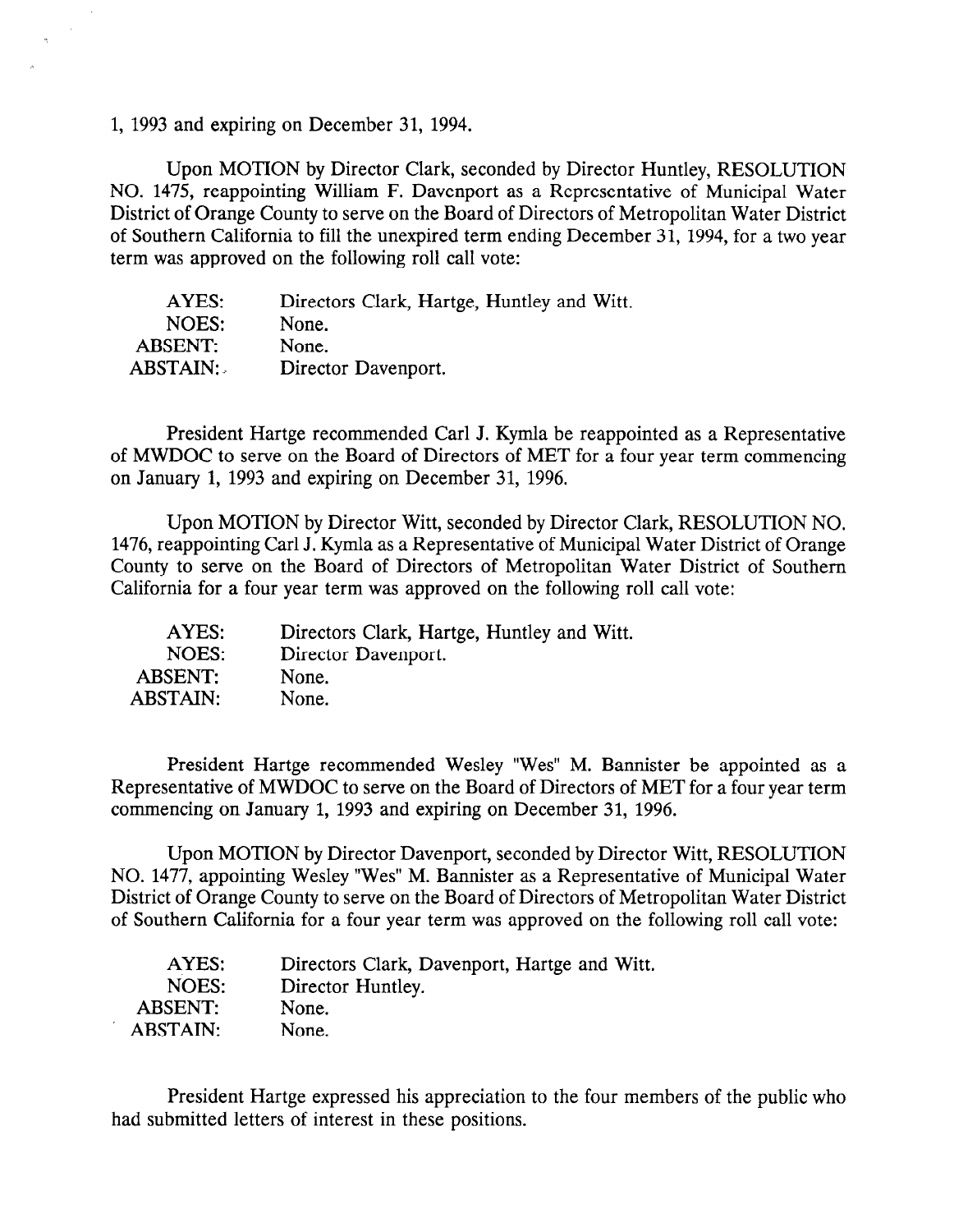1, 1993 and expiring on December 31, 1994.

Upon MOTION by Director Clark, seconded by Director Huntley, RESOLUTION NO. 1475, reappointing William F. Davenport as a Representative of Municipal Water District of Orange County to serve on the Board of Directors of Metropolitan Water District of Southern California to fill the unexpired term ending December 31, 1994, for a two year term was approved on the following roll call vote:

| | |
|---|---|
| AYES: | Directors Clark, Hartge, Huntley and Witt. |
| NOES: | None. |
| ABSENT: | None. |
| ABSTAIN: | Director Davenport. |

President Hartge recommended Carl J. Kymla be reappointed as a Representative of MWDOC to serve on the Board of Directors of MET for a four year term commencing on January 1, 1993 and expiring on December 31, 1996.

Upon MOTION by Director Witt, seconded by Director Clark, RESOLUTION NO. 1476, reappointing Carl J. Kymla as a Representative of Municipal Water District of Orange County to serve on the Board of Directors of Metropolitan Water District of Southern California for a four year term was approved on the following roll call vote:

| | |
|---|---|
| AYES: | Directors Clark, Hartge, Huntley and Witt. |
| NOES: | Director Davenport. |
| ABSENT: | None. |
| ABSTAIN: | None. |

President Hartge recommended Wesley "Wes" M. Bannister be appointed as a Representative of MWDOC to serve on the Board of Directors of MET for a four year term commencing on January 1, 1993 and expiring on December 31, 1996.

Upon MOTION by Director Davenport, seconded by Director Witt, RESOLUTION NO. 1477, appointing Wesley "Wes" M. Bannister as a Representative of Municipal Water District of Orange County to serve on the Board of Directors of Metropolitan Water District of Southern California for a four year term was approved on the following roll call vote:

| | |
|---|---|
| AYES: | Directors Clark, Davenport, Hartge and Witt. |
| NOES: | Director Huntley. |
| ABSENT: | None. |
| ABSTAIN: | None. |

President Hartge expressed his appreciation to the four members of the public who had submitted letters of interest in these positions.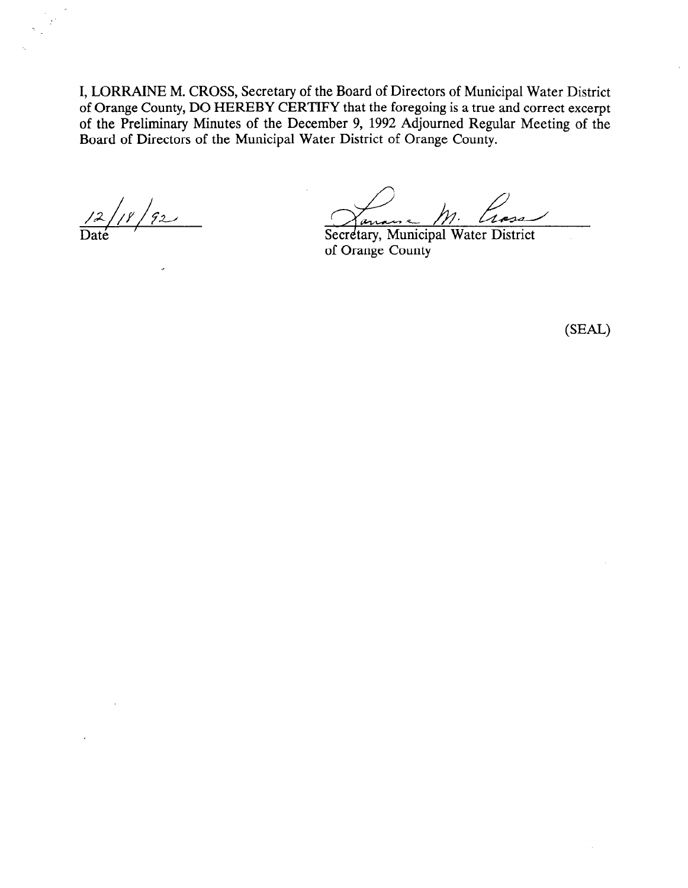I, LORRAINE M. CROSS, Secretary of the Board of Directors of Municipal Water District of Orange County, DO HEREBY CERTIFY that the foregoing is a true and correct excerpt of the Preliminary Minutes of the December 9, 1992 Adjourned Regular Meeting of the Board of Directors of the Municipal Water District of Orange County.

12/18/92
Date

Lorraine M. Cross
Secretary, Municipal Water District of Orange County

(SEAL)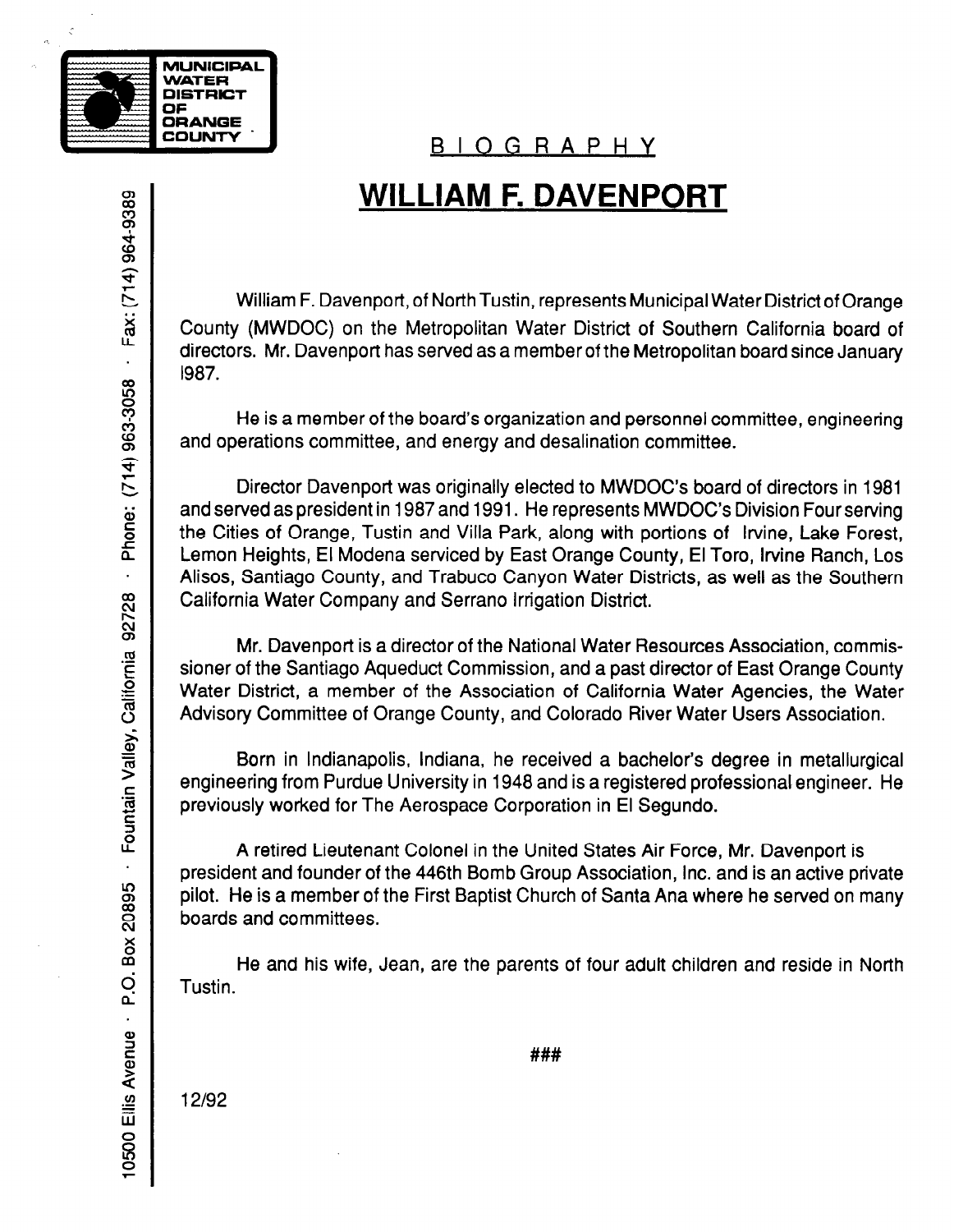MUNICIPAL WATER DISTRICT OF ORANGE COUNTY

10500 Ellis Avenue · P.O. Box 20895 · Fountain Valley, California 92728 · Phone: (714) 963-3058 · Fax: (714) 964-9389

B I O G R A P H Y

# WILLIAM F. DAVENPORT

William F. Davenport, of North Tustin, represents Municipal Water District of Orange County (MWDOC) on the Metropolitan Water District of Southern California board of directors. Mr. Davenport has served as a member of the Metropolitan board since January 1987.

He is a member of the board's organization and personnel committee, engineering and operations committee, and energy and desalination committee.

Director Davenport was originally elected to MWDOC's board of directors in 1981 and served as president in 1987 and 1991. He represents MWDOC's Division Four serving the Cities of Orange, Tustin and Villa Park, along with portions of Irvine, Lake Forest, Lemon Heights, El Modena serviced by East Orange County, El Toro, Irvine Ranch, Los Alisos, Santiago County, and Trabuco Canyon Water Districts, as well as the Southern California Water Company and Serrano Irrigation District.

Mr. Davenport is a director of the National Water Resources Association, commissioner of the Santiago Aqueduct Commission, and a past director of East Orange County Water District, a member of the Association of California Water Agencies, the Water Advisory Committee of Orange County, and Colorado River Water Users Association.

Born in Indianapolis, Indiana, he received a bachelor's degree in metallurgical engineering from Purdue University in 1948 and is a registered professional engineer. He previously worked for The Aerospace Corporation in El Segundo.

A retired Lieutenant Colonel in the United States Air Force, Mr. Davenport is president and founder of the 446th Bomb Group Association, Inc. and is an active private pilot. He is a member of the First Baptist Church of Santa Ana where he served on many boards and committees.

He and his wife, Jean, are the parents of four adult children and reside in North Tustin.

###

12/92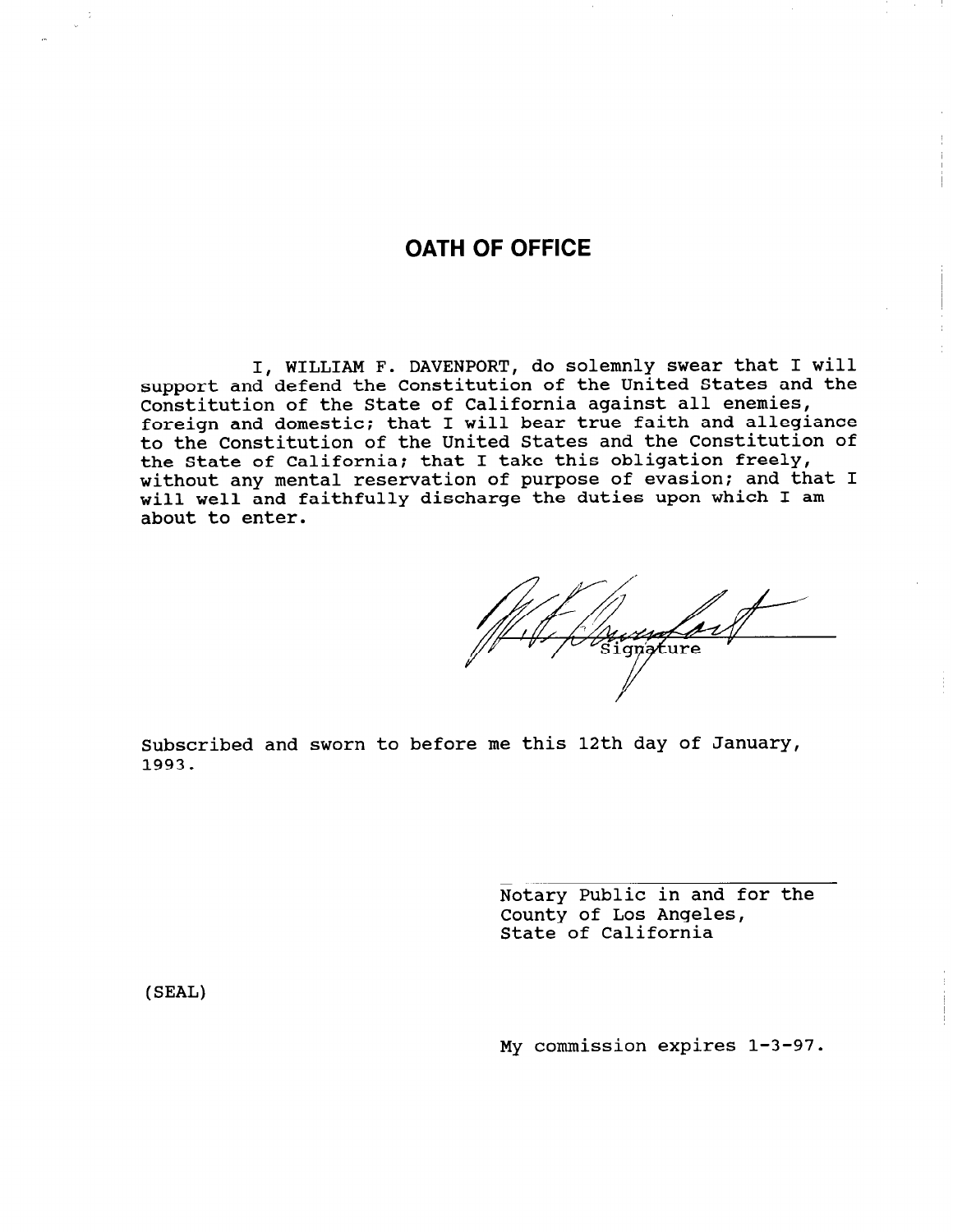# OATH OF OFFICE

I, WILLIAM F. DAVENPORT, do solemnly swear that I will support and defend the Constitution of the United States and the Constitution of the State of California against all enemies, foreign and domestic; that I will bear true faith and allegiance to the Constitution of the United States and the Constitution of the State of California; that I take this obligation freely, without any mental reservation of purpose of evasion; and that I will well and faithfully discharge the duties upon which I am about to enter.

Signature

Subscribed and sworn to before me this 12th day of January, 1993.

Notary Public in and for the
County of Los Angeles,
State of California

(SEAL)

My commission expires 1-3-97.